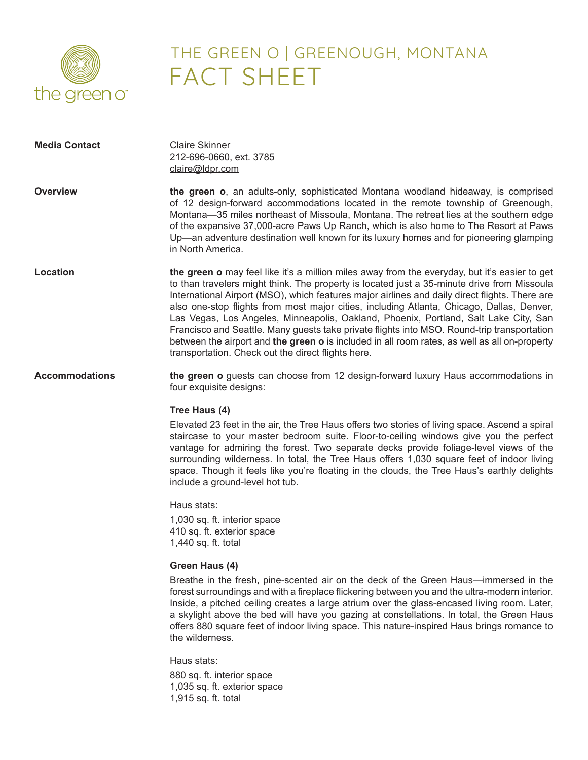# THE GREEN O | GREENOUGH, MONTANA

# FACT SHEET

**Media Contact**

Claire Skinner
212-696-0660, ext. 3785
claire@ldpr.com

**Overview**

**the green o**, an adults-only, sophisticated Montana woodland hideaway, is comprised of 12 design-forward accommodations located in the remote township of Greenough, Montana—35 miles northeast of Missoula, Montana. The retreat lies at the southern edge of the expansive 37,000-acre Paws Up Ranch, which is also home to The Resort at Paws Up—an adventure destination well known for its luxury homes and for pioneering glamping in North America.

**Location**

**the green o** may feel like it's a million miles away from the everyday, but it's easier to get to than travelers might think. The property is located just a 35-minute drive from Missoula International Airport (MSO), which features major airlines and daily direct flights. There are also one-stop flights from most major cities, including Atlanta, Chicago, Dallas, Denver, Las Vegas, Los Angeles, Minneapolis, Oakland, Phoenix, Portland, Salt Lake City, San Francisco and Seattle. Many guests take private flights into MSO. Round-trip transportation between the airport and **the green o** is included in all room rates, as well as all on-property transportation. Check out the direct flights here.

**Accommodations**

**the green o** guests can choose from 12 design-forward luxury Haus accommodations in four exquisite designs:

**Tree Haus (4)**

Elevated 23 feet in the air, the Tree Haus offers two stories of living space. Ascend a spiral staircase to your master bedroom suite. Floor-to-ceiling windows give you the perfect vantage for admiring the forest. Two separate decks provide foliage-level views of the surrounding wilderness. In total, the Tree Haus offers 1,030 square feet of indoor living space. Though it feels like you're floating in the clouds, the Tree Haus's earthly delights include a ground-level hot tub.

Haus stats:

1,030 sq. ft. interior space
410 sq. ft. exterior space
1,440 sq. ft. total

**Green Haus (4)**

Breathe in the fresh, pine-scented air on the deck of the Green Haus—immersed in the forest surroundings and with a fireplace flickering between you and the ultra-modern interior. Inside, a pitched ceiling creates a large atrium over the glass-encased living room. Later, a skylight above the bed will have you gazing at constellations. In total, the Green Haus offers 880 square feet of indoor living space. This nature-inspired Haus brings romance to the wilderness.

Haus stats:

880 sq. ft. interior space
1,035 sq. ft. exterior space
1,915 sq. ft. total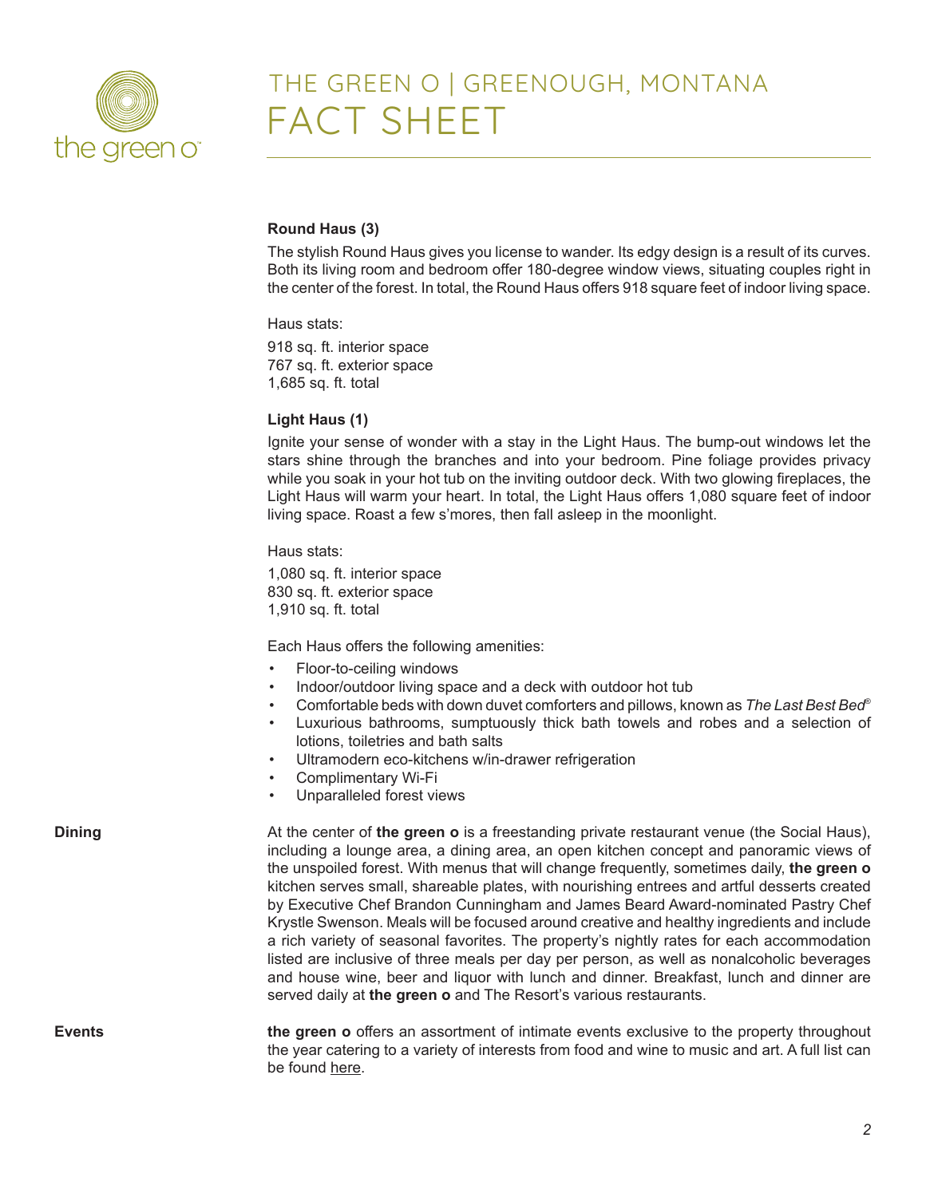# THE GREEN O | GREENOUGH, MONTANA
# FACT SHEET

**Round Haus (3)**

The stylish Round Haus gives you license to wander. Its edgy design is a result of its curves. Both its living room and bedroom offer 180-degree window views, situating couples right in the center of the forest. In total, the Round Haus offers 918 square feet of indoor living space.

Haus stats:

918 sq. ft. interior space
767 sq. ft. exterior space
1,685 sq. ft. total

**Light Haus (1)**

Ignite your sense of wonder with a stay in the Light Haus. The bump-out windows let the stars shine through the branches and into your bedroom. Pine foliage provides privacy while you soak in your hot tub on the inviting outdoor deck. With two glowing fireplaces, the Light Haus will warm your heart. In total, the Light Haus offers 1,080 square feet of indoor living space. Roast a few s'mores, then fall asleep in the moonlight.

Haus stats:

1,080 sq. ft. interior space
830 sq. ft. exterior space
1,910 sq. ft. total

Each Haus offers the following amenities:

- Floor-to-ceiling windows
- Indoor/outdoor living space and a deck with outdoor hot tub
- Comfortable beds with down duvet comforters and pillows, known as *The Last Best Bed*®
- Luxurious bathrooms, sumptuously thick bath towels and robes and a selection of lotions, toiletries and bath salts
- Ultramodern eco-kitchens w/in-drawer refrigeration
- Complimentary Wi-Fi
- Unparalleled forest views

**Dining**

At the center of **the green o** is a freestanding private restaurant venue (the Social Haus), including a lounge area, a dining area, an open kitchen concept and panoramic views of the unspoiled forest. With menus that will change frequently, sometimes daily, **the green o** kitchen serves small, shareable plates, with nourishing entrees and artful desserts created by Executive Chef Brandon Cunningham and James Beard Award-nominated Pastry Chef Krystle Swenson. Meals will be focused around creative and healthy ingredients and include a rich variety of seasonal favorites. The property's nightly rates for each accommodation listed are inclusive of three meals per day per person, as well as nonalcoholic beverages and house wine, beer and liquor with lunch and dinner. Breakfast, lunch and dinner are served daily at **the green o** and The Resort's various restaurants.

**Events**

**the green o** offers an assortment of intimate events exclusive to the property throughout the year catering to a variety of interests from food and wine to music and art. A full list can be found here.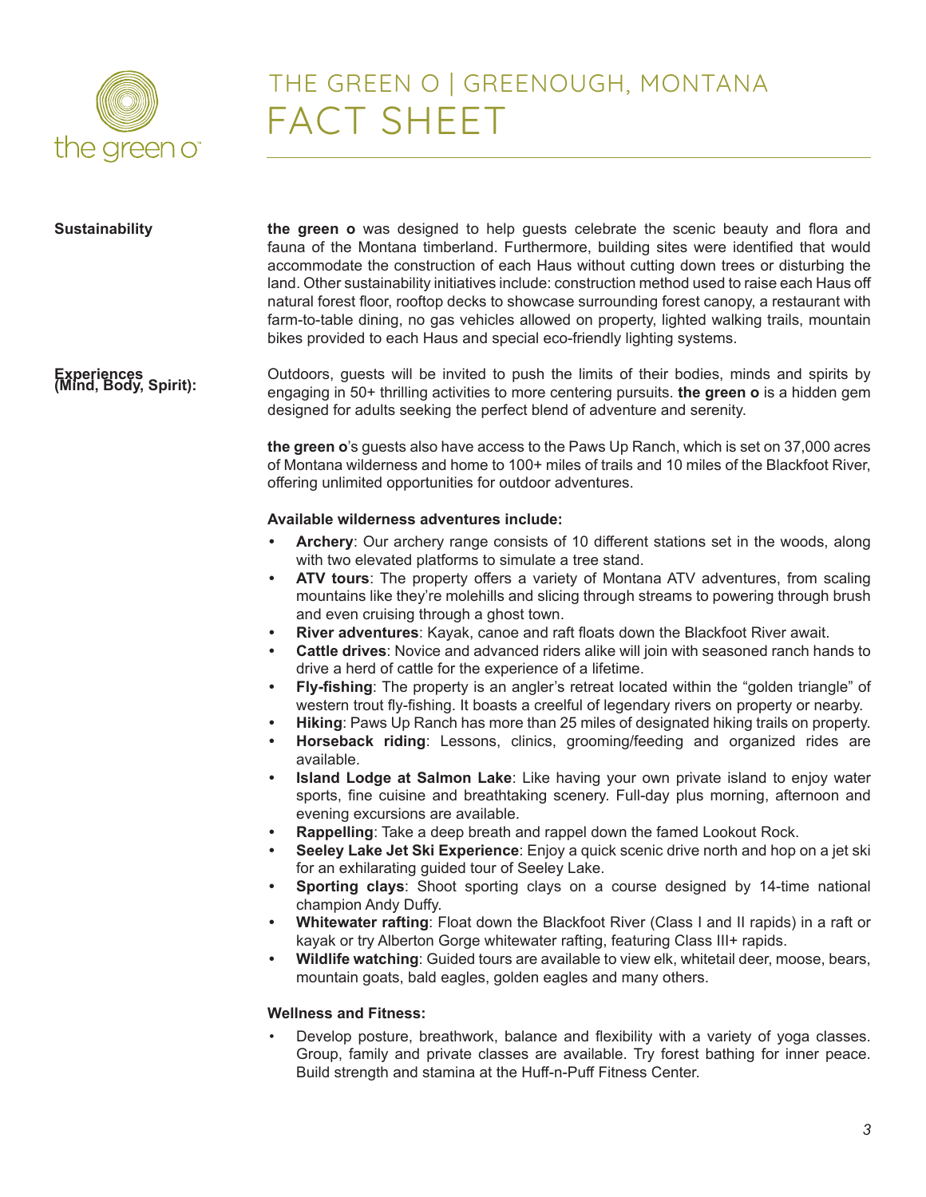# THE GREEN O | GREENOUGH, MONTANA
# FACT SHEET

**Sustainability**

**the green o** was designed to help guests celebrate the scenic beauty and flora and fauna of the Montana timberland. Furthermore, building sites were identified that would accommodate the construction of each Haus without cutting down trees or disturbing the land. Other sustainability initiatives include: construction method used to raise each Haus off natural forest floor, rooftop decks to showcase surrounding forest canopy, a restaurant with farm-to-table dining, no gas vehicles allowed on property, lighted walking trails, mountain bikes provided to each Haus and special eco-friendly lighting systems.

**Experiences (Mind, Body, Spirit):**

Outdoors, guests will be invited to push the limits of their bodies, minds and spirits by engaging in 50+ thrilling activities to more centering pursuits. **the green o** is a hidden gem designed for adults seeking the perfect blend of adventure and serenity.

**the green o**'s guests also have access to the Paws Up Ranch, which is set on 37,000 acres of Montana wilderness and home to 100+ miles of trails and 10 miles of the Blackfoot River, offering unlimited opportunities for outdoor adventures.

**Available wilderness adventures include:**

- **Archery**: Our archery range consists of 10 different stations set in the woods, along with two elevated platforms to simulate a tree stand.
- **ATV tours**: The property offers a variety of Montana ATV adventures, from scaling mountains like they're molehills and slicing through streams to powering through brush and even cruising through a ghost town.
- **River adventures**: Kayak, canoe and raft floats down the Blackfoot River await.
- **Cattle drives**: Novice and advanced riders alike will join with seasoned ranch hands to drive a herd of cattle for the experience of a lifetime.
- **Fly-fishing**: The property is an angler's retreat located within the "golden triangle" of western trout fly-fishing. It boasts a creelful of legendary rivers on property or nearby.
- **Hiking**: Paws Up Ranch has more than 25 miles of designated hiking trails on property.
- **Horseback riding**: Lessons, clinics, grooming/feeding and organized rides are available.
- **Island Lodge at Salmon Lake**: Like having your own private island to enjoy water sports, fine cuisine and breathtaking scenery. Full-day plus morning, afternoon and evening excursions are available.
- **Rappelling**: Take a deep breath and rappel down the famed Lookout Rock.
- **Seeley Lake Jet Ski Experience**: Enjoy a quick scenic drive north and hop on a jet ski for an exhilarating guided tour of Seeley Lake.
- **Sporting clays**: Shoot sporting clays on a course designed by 14-time national champion Andy Duffy.
- **Whitewater rafting**: Float down the Blackfoot River (Class I and II rapids) in a raft or kayak or try Alberton Gorge whitewater rafting, featuring Class III+ rapids.
- **Wildlife watching**: Guided tours are available to view elk, whitetail deer, moose, bears, mountain goats, bald eagles, golden eagles and many others.

**Wellness and Fitness:**

- Develop posture, breathwork, balance and flexibility with a variety of yoga classes. Group, family and private classes are available. Try forest bathing for inner peace. Build strength and stamina at the Huff-n-Puff Fitness Center.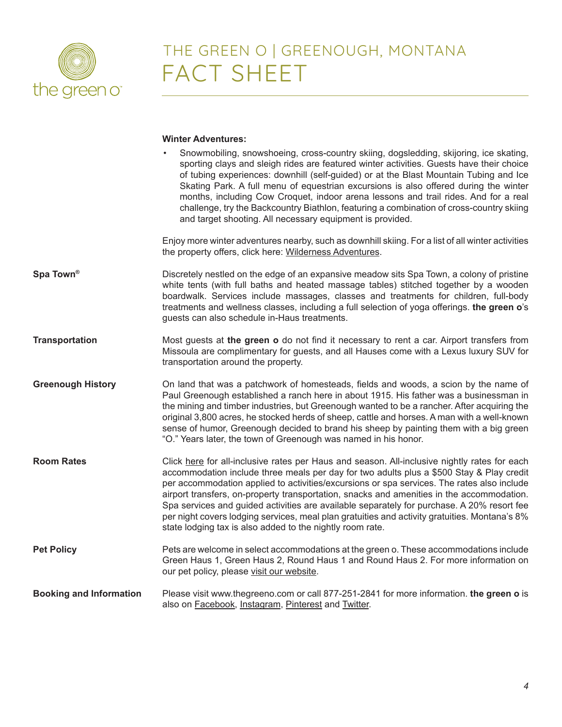# THE GREEN O | GREENOUGH, MONTANA
# FACT SHEET

**Winter Adventures:**

- Snowmobiling, snowshoeing, cross-country skiing, dogsledding, skijoring, ice skating, sporting clays and sleigh rides are featured winter activities. Guests have their choice of tubing experiences: downhill (self-guided) or at the Blast Mountain Tubing and Ice Skating Park. A full menu of equestrian excursions is also offered during the winter months, including Cow Croquet, indoor arena lessons and trail rides. And for a real challenge, try the Backcountry Biathlon, featuring a combination of cross-country skiing and target shooting. All necessary equipment is provided.

Enjoy more winter adventures nearby, such as downhill skiing. For a list of all winter activities the property offers, click here: Wilderness Adventures.

**Spa Town®**

Discretely nestled on the edge of an expansive meadow sits Spa Town, a colony of pristine white tents (with full baths and heated massage tables) stitched together by a wooden boardwalk. Services include massages, classes and treatments for children, full-body treatments and wellness classes, including a full selection of yoga offerings. **the green o**'s guests can also schedule in-Haus treatments.

**Transportation**

Most guests at **the green o** do not find it necessary to rent a car. Airport transfers from Missoula are complimentary for guests, and all Hauses come with a Lexus luxury SUV for transportation around the property.

**Greenough History**

On land that was a patchwork of homesteads, fields and woods, a scion by the name of Paul Greenough established a ranch here in about 1915. His father was a businessman in the mining and timber industries, but Greenough wanted to be a rancher. After acquiring the original 3,800 acres, he stocked herds of sheep, cattle and horses. A man with a well-known sense of humor, Greenough decided to brand his sheep by painting them with a big green "O." Years later, the town of Greenough was named in his honor.

**Room Rates**

Click here for all-inclusive rates per Haus and season. All-inclusive nightly rates for each accommodation include three meals per day for two adults plus a $500 Stay & Play credit per accommodation applied to activities/excursions or spa services. The rates also include airport transfers, on-property transportation, snacks and amenities in the accommodation. Spa services and guided activities are available separately for purchase. A 20% resort fee per night covers lodging services, meal plan gratuities and activity gratuities. Montana's 8% state lodging tax is also added to the nightly room rate.

**Pet Policy**

Pets are welcome in select accommodations at the green o. These accommodations include Green Haus 1, Green Haus 2, Round Haus 1 and Round Haus 2. For more information on our pet policy, please visit our website.

**Booking and Information**

Please visit www.thegreeno.com or call 877-251-2841 for more information. **the green o** is also on Facebook, Instagram, Pinterest and Twitter.